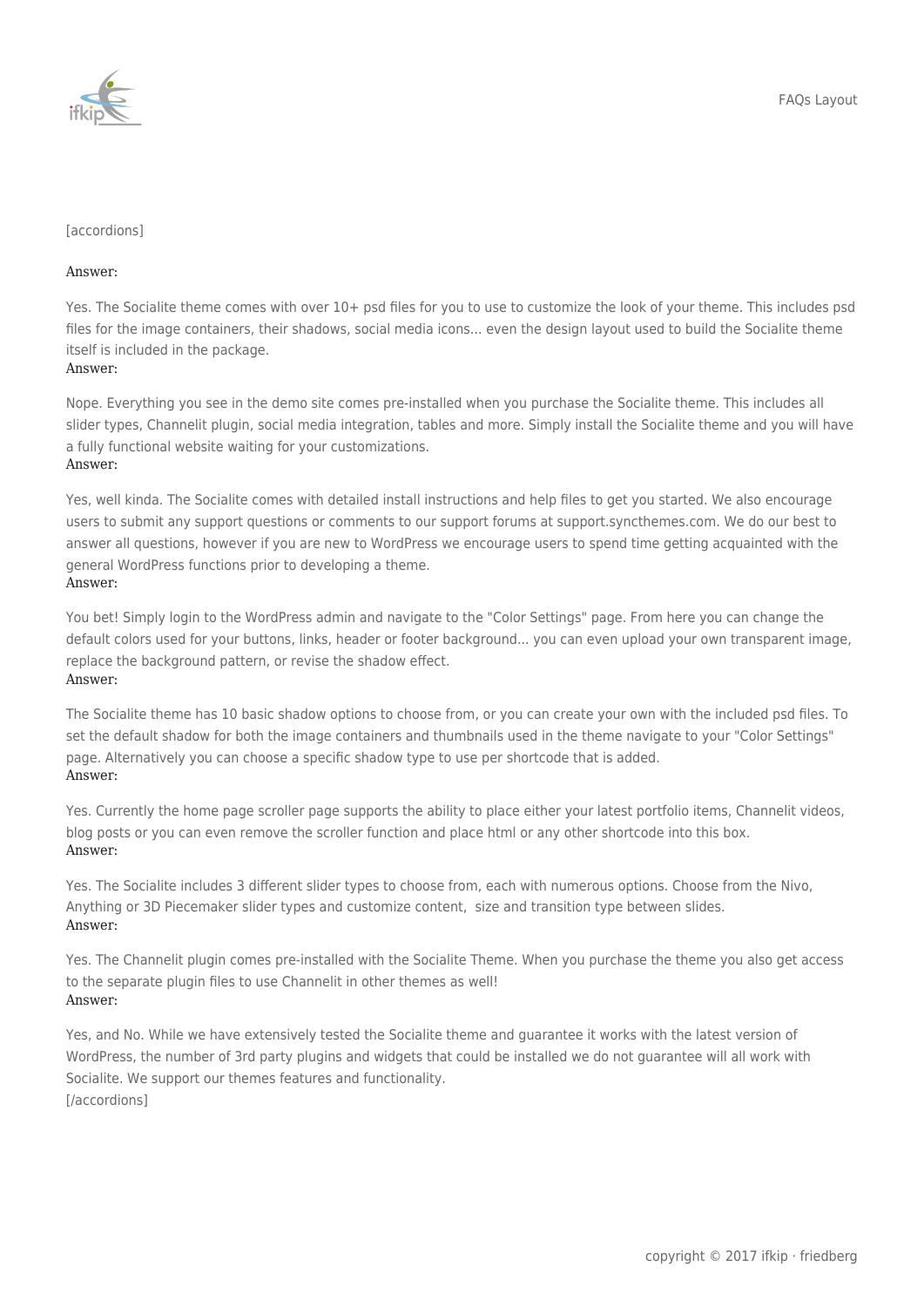[accordions]

Answer:

Yes. The Socialite theme comes with over 10+ psd files for you to use to customize the look of your theme. This includes psd files for the image containers, their shadows, social media icons… even the design layout used to build the Socialite theme itself is included in the package.

Answer:

Nope. Everything you see in the demo site comes pre-installed when you purchase the Socialite theme. This includes all slider types, Channelit plugin, social media integration, tables and more. Simply install the Socialite theme and you will have a fully functional website waiting for your customizations.

Answer:

Yes, well kinda. The Socialite comes with detailed install instructions and help files to get you started. We also encourage users to submit any support questions or comments to our support forums at support.syncthemes.com. We do our best to answer all questions, however if you are new to WordPress we encourage users to spend time getting acquainted with the general WordPress functions prior to developing a theme.

Answer:

You bet! Simply login to the WordPress admin and navigate to the "Color Settings" page. From here you can change the default colors used for your buttons, links, header or footer background… you can even upload your own transparent image, replace the background pattern, or revise the shadow effect.

Answer:

The Socialite theme has 10 basic shadow options to choose from, or you can create your own with the included psd files. To set the default shadow for both the image containers and thumbnails used in the theme navigate to your "Color Settings" page. Alternatively you can choose a specific shadow type to use per shortcode that is added.

Answer:

Yes. Currently the home page scroller page supports the ability to place either your latest portfolio items, Channelit videos, blog posts or you can even remove the scroller function and place html or any other shortcode into this box.

Answer:

Yes. The Socialite includes 3 different slider types to choose from, each with numerous options. Choose from the Nivo, Anything or 3D Piecemaker slider types and customize content, size and transition type between slides.

Answer:

Yes. The Channelit plugin comes pre-installed with the Socialite Theme. When you purchase the theme you also get access to the separate plugin files to use Channelit in other themes as well!

Answer:

Yes, and No. While we have extensively tested the Socialite theme and guarantee it works with the latest version of WordPress, the number of 3rd party plugins and widgets that could be installed we do not guarantee will all work with Socialite. We support our themes features and functionality.

[/accordions]